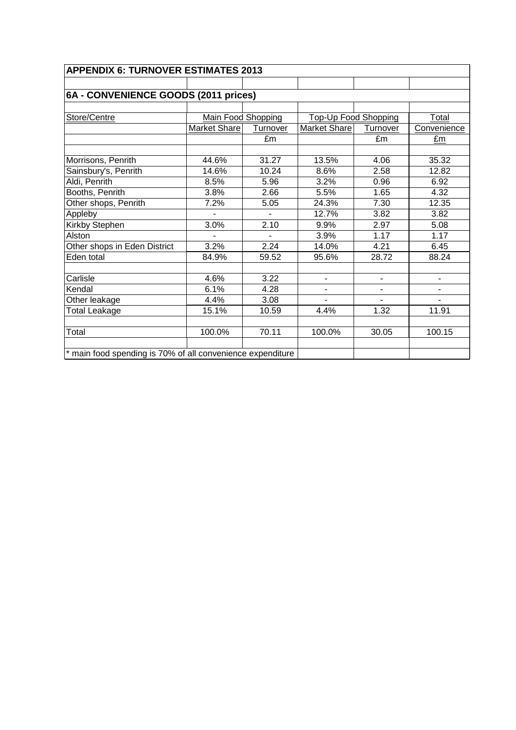## APPENDIX 6: TURNOVER ESTIMATES 2013

### 6A - CONVENIENCE GOODS (2011 prices)

| Store/Centre | Main Food Shopping | | Top-Up Food Shopping | | Total |
|---|---|---|---|---|---|
| | Market Share | Turnover | Market Share | Turnover | Convenience |
| | | £m | | £m | £m |
| Morrisons, Penrith | 44.6% | 31.27 | 13.5% | 4.06 | 35.32 |
| Sainsbury's, Penrith | 14.6% | 10.24 | 8.6% | 2.58 | 12.82 |
| Aldi, Penrith | 8.5% | 5.96 | 3.2% | 0.96 | 6.92 |
| Booths, Penrith | 3.8% | 2.66 | 5.5% | 1.65 | 4.32 |
| Other shops, Penrith | 7.2% | 5.05 | 24.3% | 7.30 | 12.35 |
| Appleby | - | - | 12.7% | 3.82 | 3.82 |
| Kirkby Stephen | 3.0% | 2.10 | 9.9% | 2.97 | 5.08 |
| Alston | - | - | 3.9% | 1.17 | 1.17 |
| Other shops in Eden District | 3.2% | 2.24 | 14.0% | 4.21 | 6.45 |
| Eden total | 84.9% | 59.52 | 95.6% | 28.72 | 88.24 |
| | | | | | |
| Carlisle | 4.6% | 3.22 | - | - | - |
| Kendal | 6.1% | 4.28 | - | - | - |
| Other leakage | 4.4% | 3.08 | - | - | - |
| Total Leakage | 15.1% | 10.59 | 4.4% | 1.32 | 11.91 |
| | | | | | |
| Total | 100.0% | 70.11 | 100.0% | 30.05 | 100.15 |

* main food spending is 70% of all convenience expenditure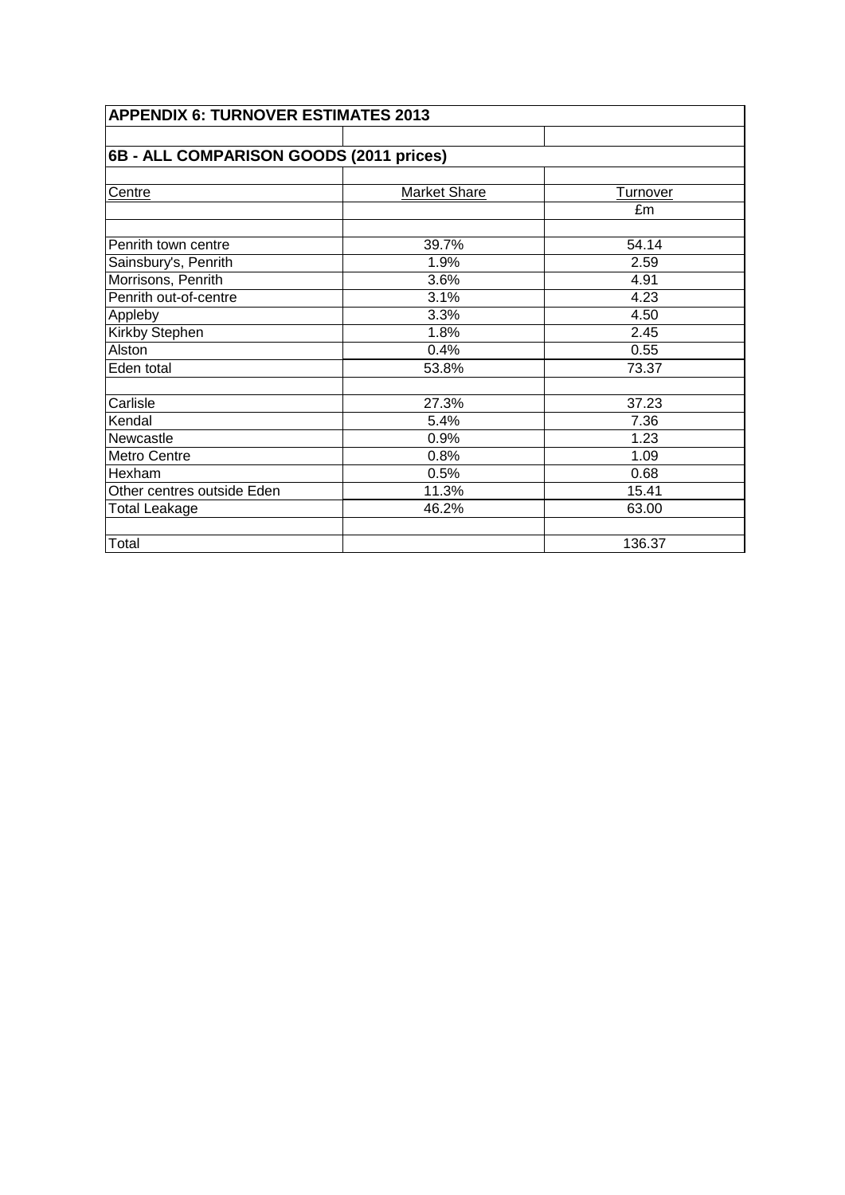## APPENDIX 6: TURNOVER ESTIMATES 2013

### 6B - ALL COMPARISON GOODS (2011 prices)

| Centre | Market Share | Turnover |
|---|---|---|
| | | £m |
| | | |
| Penrith town centre | 39.7% | 54.14 |
| Sainsbury's, Penrith | 1.9% | 2.59 |
| Morrisons, Penrith | 3.6% | 4.91 |
| Penrith out-of-centre | 3.1% | 4.23 |
| Appleby | 3.3% | 4.50 |
| Kirkby Stephen | 1.8% | 2.45 |
| Alston | 0.4% | 0.55 |
| Eden total | 53.8% | 73.37 |
| | | |
| Carlisle | 27.3% | 37.23 |
| Kendal | 5.4% | 7.36 |
| Newcastle | 0.9% | 1.23 |
| Metro Centre | 0.8% | 1.09 |
| Hexham | 0.5% | 0.68 |
| Other centres outside Eden | 11.3% | 15.41 |
| Total Leakage | 46.2% | 63.00 |
| | | |
| Total | | 136.37 |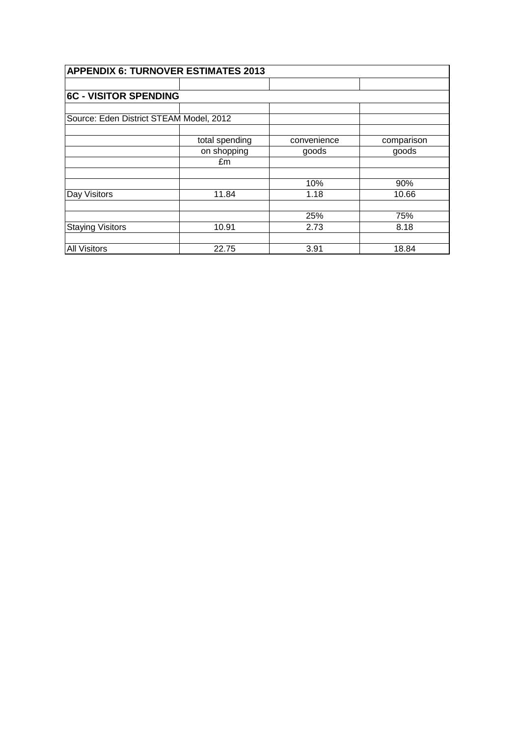## APPENDIX 6: TURNOVER ESTIMATES 2013

### 6C - VISITOR SPENDING

Source: Eden District STEAM Model, 2012

| | total spending on shopping £m | convenience goods | comparison goods |
|---|---|---|---|
| | | 10% | 90% |
| Day Visitors | 11.84 | 1.18 | 10.66 |
| | | 25% | 75% |
| Staying Visitors | 10.91 | 2.73 | 8.18 |
| All Visitors | 22.75 | 3.91 | 18.84 |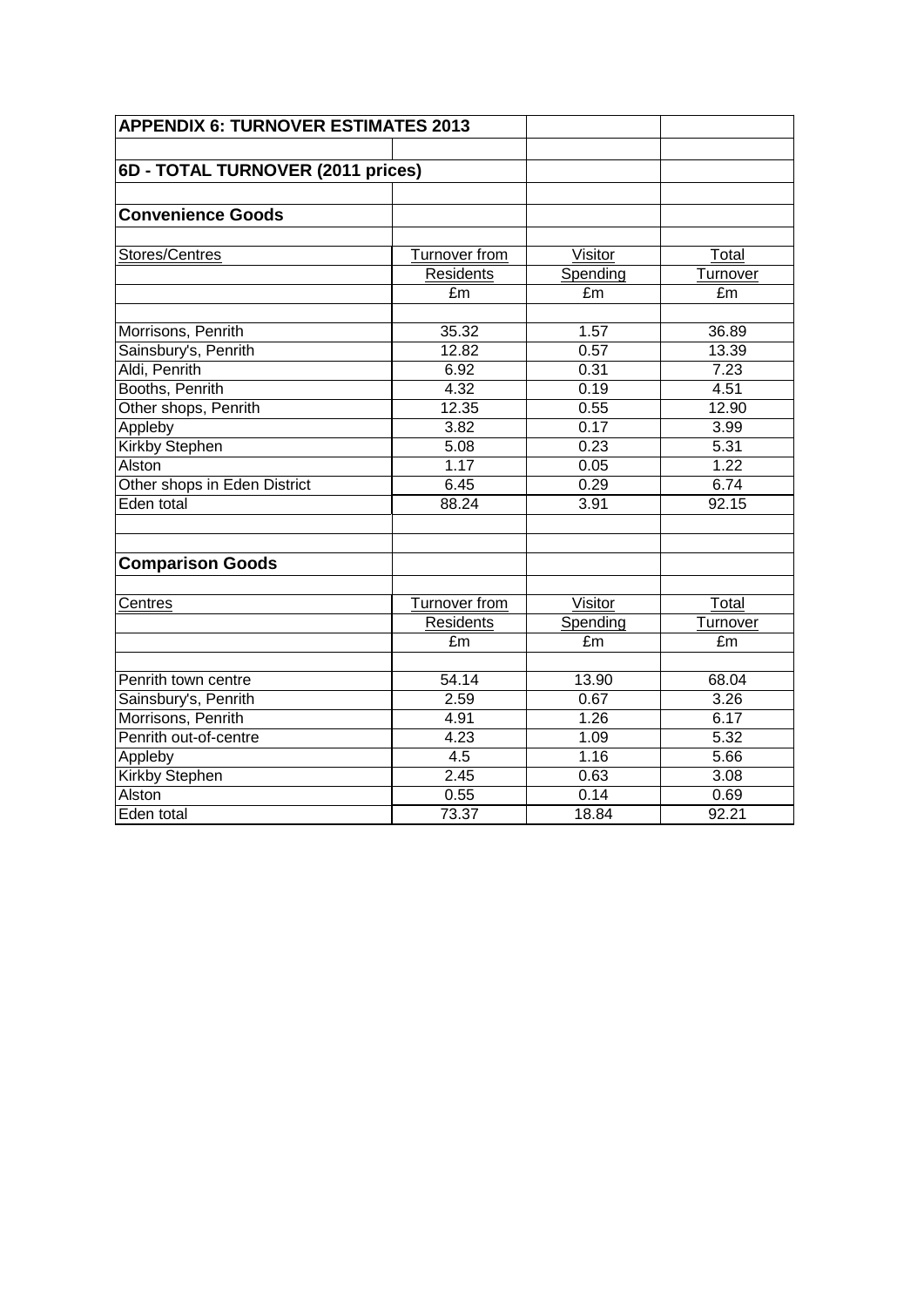## APPENDIX 6: TURNOVER ESTIMATES 2013

### 6D - TOTAL TURNOVER (2011 prices)

### Convenience Goods

| Stores/Centres | Turnover from Residents £m | Visitor Spending £m | Total Turnover £m |
|---|---|---|---|
| Morrisons, Penrith | 35.32 | 1.57 | 36.89 |
| Sainsbury's, Penrith | 12.82 | 0.57 | 13.39 |
| Aldi, Penrith | 6.92 | 0.31 | 7.23 |
| Booths, Penrith | 4.32 | 0.19 | 4.51 |
| Other shops, Penrith | 12.35 | 0.55 | 12.90 |
| Appleby | 3.82 | 0.17 | 3.99 |
| Kirkby Stephen | 5.08 | 0.23 | 5.31 |
| Alston | 1.17 | 0.05 | 1.22 |
| Other shops in Eden District | 6.45 | 0.29 | 6.74 |
| Eden total | 88.24 | 3.91 | 92.15 |

### Comparison Goods

| Centres | Turnover from Residents £m | Visitor Spending £m | Total Turnover £m |
|---|---|---|---|
| Penrith town centre | 54.14 | 13.90 | 68.04 |
| Sainsbury's, Penrith | 2.59 | 0.67 | 3.26 |
| Morrisons, Penrith | 4.91 | 1.26 | 6.17 |
| Penrith out-of-centre | 4.23 | 1.09 | 5.32 |
| Appleby | 4.5 | 1.16 | 5.66 |
| Kirkby Stephen | 2.45 | 0.63 | 3.08 |
| Alston | 0.55 | 0.14 | 0.69 |
| Eden total | 73.37 | 18.84 | 92.21 |